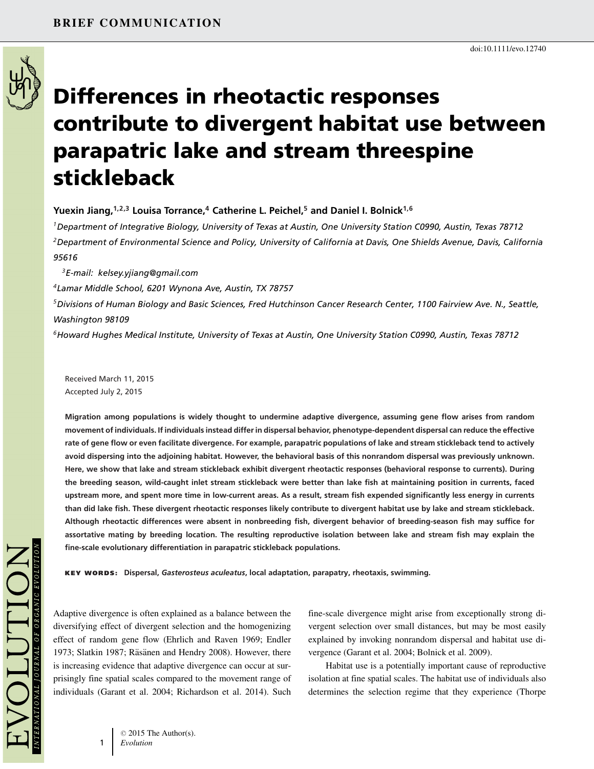BRIEF COMMUNICATION

doi:10.1111/evo.12740

# Differences in rheotactic responses contribute to divergent habitat use between parapatric lake and stream threespine stickleback

**Yuexin Jiang,[1,2,3] Louisa Torrance,[4] Catherine L. Peichel,[5] and Daniel I. Bolnick[1,6]**

[1] *Department of Integrative Biology, University of Texas at Austin, One University Station C0990, Austin, Texas 78712*

[2] *Department of Environmental Science and Policy, University of California at Davis, One Shields Avenue, Davis, California 95616*

[3] *E-mail: kelsey.yjiang@gmail.com*

[4] *Lamar Middle School, 6201 Wynona Ave, Austin, TX 78757*

[5] *Divisions of Human Biology and Basic Sciences, Fred Hutchinson Cancer Research Center, 1100 Fairview Ave. N., Seattle, Washington 98109*

[6] *Howard Hughes Medical Institute, University of Texas at Austin, One University Station C0990, Austin, Texas 78712*

Received March 11, 2015
Accepted July 2, 2015

**Migration among populations is widely thought to undermine adaptive divergence, assuming gene flow arises from random movement of individuals. If individuals instead differ in dispersal behavior, phenotype-dependent dispersal can reduce the effective rate of gene flow or even facilitate divergence. For example, parapatric populations of lake and stream stickleback tend to actively avoid dispersing into the adjoining habitat. However, the behavioral basis of this nonrandom dispersal was previously unknown. Here, we show that lake and stream stickleback exhibit divergent rheotactic responses (behavioral response to currents). During the breeding season, wild-caught inlet stream stickleback were better than lake fish at maintaining position in currents, faced upstream more, and spent more time in low-current areas. As a result, stream fish expended significantly less energy in currents than did lake fish. These divergent rheotactic responses likely contribute to divergent habitat use by lake and stream stickleback. Although rheotactic differences were absent in nonbreeding fish, divergent behavior of breeding-season fish may suffice for assortative mating by breeding location. The resulting reproductive isolation between lake and stream fish may explain the fine-scale evolutionary differentiation in parapatric stickleback populations.**

**KEY WORDS:** **Dispersal, *Gasterosteus aculeatus*, local adaptation, parapatry, rheotaxis, swimming.**

Adaptive divergence is often explained as a balance between the diversifying effect of divergent selection and the homogenizing effect of random gene flow (Ehrlich and Raven 1969; Endler 1973; Slatkin 1987; Räsänen and Hendry 2008). However, there is increasing evidence that adaptive divergence can occur at surprisingly fine spatial scales compared to the movement range of individuals (Garant et al. 2004; Richardson et al. 2014). Such fine-scale divergence might arise from exceptionally strong divergent selection over small distances, but may be most easily explained by invoking nonrandom dispersal and habitat use divergence (Garant et al. 2004; Bolnick et al. 2009).

Habitat use is a potentially important cause of reproductive isolation at fine spatial scales. The habitat use of individuals also determines the selection regime that they experience (Thorpe

© 2015 The Author(s).
*Evolution*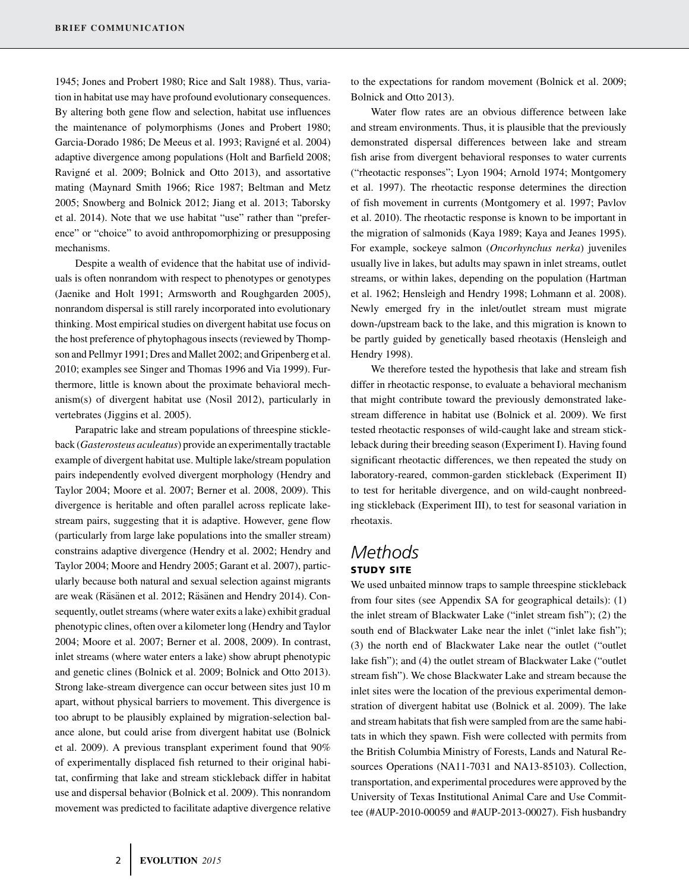1945; Jones and Probert 1980; Rice and Salt 1988). Thus, variation in habitat use may have profound evolutionary consequences. By altering both gene flow and selection, habitat use influences the maintenance of polymorphisms (Jones and Probert 1980; Garcia-Dorado 1986; De Meeus et al. 1993; Ravigné et al. 2004) adaptive divergence among populations (Holt and Barfield 2008; Ravigné et al. 2009; Bolnick and Otto 2013), and assortative mating (Maynard Smith 1966; Rice 1987; Beltman and Metz 2005; Snowberg and Bolnick 2012; Jiang et al. 2013; Taborsky et al. 2014). Note that we use habitat "use" rather than "preference" or "choice" to avoid anthropomorphizing or presupposing mechanisms.

Despite a wealth of evidence that the habitat use of individuals is often nonrandom with respect to phenotypes or genotypes (Jaenike and Holt 1991; Armsworth and Roughgarden 2005), nonrandom dispersal is still rarely incorporated into evolutionary thinking. Most empirical studies on divergent habitat use focus on the host preference of phytophagous insects (reviewed by Thompson and Pellmyr 1991; Dres and Mallet 2002; and Gripenberg et al. 2010; examples see Singer and Thomas 1996 and Via 1999). Furthermore, little is known about the proximate behavioral mechanism(s) of divergent habitat use (Nosil 2012), particularly in vertebrates (Jiggins et al. 2005).

Parapatric lake and stream populations of threespine stickleback (*Gasterosteus aculeatus*) provide an experimentally tractable example of divergent habitat use. Multiple lake/stream population pairs independently evolved divergent morphology (Hendry and Taylor 2004; Moore et al. 2007; Berner et al. 2008, 2009). This divergence is heritable and often parallel across replicate lake-stream pairs, suggesting that it is adaptive. However, gene flow (particularly from large lake populations into the smaller stream) constrains adaptive divergence (Hendry et al. 2002; Hendry and Taylor 2004; Moore and Hendry 2005; Garant et al. 2007), particularly because both natural and sexual selection against migrants are weak (Räsänen et al. 2012; Räsänen and Hendry 2014). Consequently, outlet streams (where water exits a lake) exhibit gradual phenotypic clines, often over a kilometer long (Hendry and Taylor 2004; Moore et al. 2007; Berner et al. 2008, 2009). In contrast, inlet streams (where water enters a lake) show abrupt phenotypic and genetic clines (Bolnick et al. 2009; Bolnick and Otto 2013). Strong lake-stream divergence can occur between sites just 10 m apart, without physical barriers to movement. This divergence is too abrupt to be plausibly explained by migration-selection balance alone, but could arise from divergent habitat use (Bolnick et al. 2009). A previous transplant experiment found that 90% of experimentally displaced fish returned to their original habitat, confirming that lake and stream stickleback differ in habitat use and dispersal behavior (Bolnick et al. 2009). This nonrandom movement was predicted to facilitate adaptive divergence relative to the expectations for random movement (Bolnick et al. 2009; Bolnick and Otto 2013).

Water flow rates are an obvious difference between lake and stream environments. Thus, it is plausible that the previously demonstrated dispersal differences between lake and stream fish arise from divergent behavioral responses to water currents ("rheotactic responses"; Lyon 1904; Arnold 1974; Montgomery et al. 1997). The rheotactic response determines the direction of fish movement in currents (Montgomery et al. 1997; Pavlov et al. 2010). The rheotactic response is known to be important in the migration of salmonids (Kaya 1989; Kaya and Jeanes 1995). For example, sockeye salmon (*Oncorhynchus nerka*) juveniles usually live in lakes, but adults may spawn in inlet streams, outlet streams, or within lakes, depending on the population (Hartman et al. 1962; Hensleigh and Hendry 1998; Lohmann et al. 2008). Newly emerged fry in the inlet/outlet stream must migrate down-/upstream back to the lake, and this migration is known to be partly guided by genetically based rheotaxis (Hensleigh and Hendry 1998).

We therefore tested the hypothesis that lake and stream fish differ in rheotactic response, to evaluate a behavioral mechanism that might contribute toward the previously demonstrated lake-stream difference in habitat use (Bolnick et al. 2009). We first tested rheotactic responses of wild-caught lake and stream stickleback during their breeding season (Experiment I). Having found significant rheotactic differences, we then repeated the study on laboratory-reared, common-garden stickleback (Experiment II) to test for heritable divergence, and on wild-caught nonbreeding stickleback (Experiment III), to test for seasonal variation in rheotaxis.

# Methods

## STUDY SITE

We used unbaited minnow traps to sample threespine stickleback from four sites (see Appendix SA for geographical details): (1) the inlet stream of Blackwater Lake ("inlet stream fish"); (2) the south end of Blackwater Lake near the inlet ("inlet lake fish"); (3) the north end of Blackwater Lake near the outlet ("outlet lake fish"); and (4) the outlet stream of Blackwater Lake ("outlet stream fish"). We chose Blackwater Lake and stream because the inlet sites were the location of the previous experimental demonstration of divergent habitat use (Bolnick et al. 2009). The lake and stream habitats that fish were sampled from are the same habitats in which they spawn. Fish were collected with permits from the British Columbia Ministry of Forests, Lands and Natural Resources Operations (NA11-7031 and NA13-85103). Collection, transportation, and experimental procedures were approved by the University of Texas Institutional Animal Care and Use Committee (#AUP-2010-00059 and #AUP-2013-00027). Fish husbandry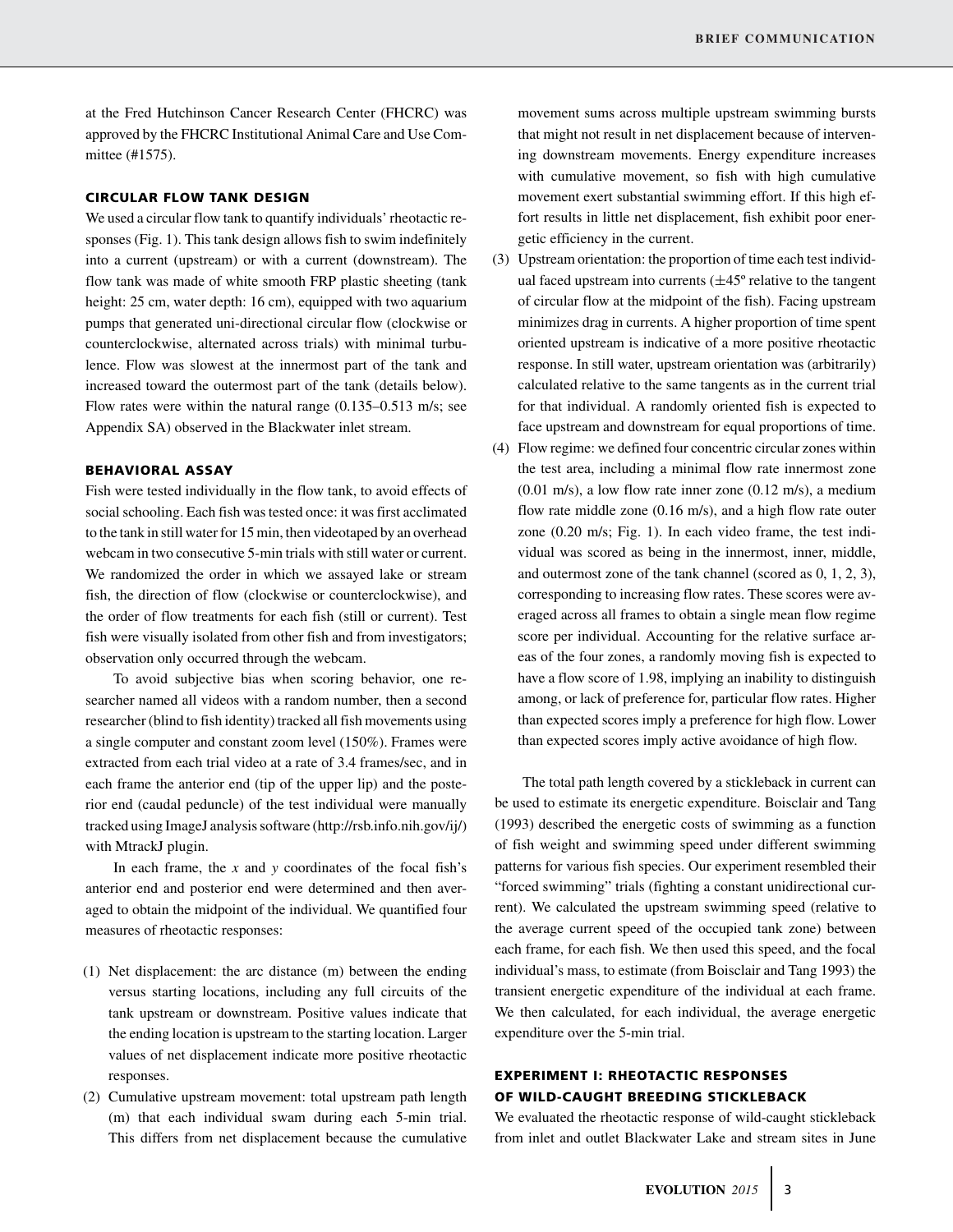at the Fred Hutchinson Cancer Research Center (FHCRC) was approved by the FHCRC Institutional Animal Care and Use Committee (#1575).

## CIRCULAR FLOW TANK DESIGN

We used a circular flow tank to quantify individuals' rheotactic responses (Fig. 1). This tank design allows fish to swim indefinitely into a current (upstream) or with a current (downstream). The flow tank was made of white smooth FRP plastic sheeting (tank height: 25 cm, water depth: 16 cm), equipped with two aquarium pumps that generated uni-directional circular flow (clockwise or counterclockwise, alternated across trials) with minimal turbulence. Flow was slowest at the innermost part of the tank and increased toward the outermost part of the tank (details below). Flow rates were within the natural range (0.135–0.513 m/s; see Appendix SA) observed in the Blackwater inlet stream.

## BEHAVIORAL ASSAY

Fish were tested individually in the flow tank, to avoid effects of social schooling. Each fish was tested once: it was first acclimated to the tank in still water for 15 min, then videotaped by an overhead webcam in two consecutive 5-min trials with still water or current. We randomized the order in which we assayed lake or stream fish, the direction of flow (clockwise or counterclockwise), and the order of flow treatments for each fish (still or current). Test fish were visually isolated from other fish and from investigators; observation only occurred through the webcam.

To avoid subjective bias when scoring behavior, one researcher named all videos with a random number, then a second researcher (blind to fish identity) tracked all fish movements using a single computer and constant zoom level (150%). Frames were extracted from each trial video at a rate of 3.4 frames/sec, and in each frame the anterior end (tip of the upper lip) and the posterior end (caudal peduncle) of the test individual were manually tracked using ImageJ analysis software (http://rsb.info.nih.gov/ij/) with MtrackJ plugin.

In each frame, the *x* and *y* coordinates of the focal fish's anterior end and posterior end were determined and then averaged to obtain the midpoint of the individual. We quantified four measures of rheotactic responses:

(1) Net displacement: the arc distance (m) between the ending versus starting locations, including any full circuits of the tank upstream or downstream. Positive values indicate that the ending location is upstream to the starting location. Larger values of net displacement indicate more positive rheotactic responses.
(2) Cumulative upstream movement: total upstream path length (m) that each individual swam during each 5-min trial. This differs from net displacement because the cumulative movement sums across multiple upstream swimming bursts that might not result in net displacement because of intervening downstream movements. Energy expenditure increases with cumulative movement, so fish with high cumulative movement exert substantial swimming effort. If this high effort results in little net displacement, fish exhibit poor energetic efficiency in the current.
(3) Upstream orientation: the proportion of time each test individual faced upstream into currents ($\pm 45^{\circ}$ relative to the tangent of circular flow at the midpoint of the fish). Facing upstream minimizes drag in currents. A higher proportion of time spent oriented upstream is indicative of a more positive rheotactic response. In still water, upstream orientation was (arbitrarily) calculated relative to the same tangents as in the current trial for that individual. A randomly oriented fish is expected to face upstream and downstream for equal proportions of time.
(4) Flow regime: we defined four concentric circular zones within the test area, including a minimal flow rate innermost zone (0.01 m/s), a low flow rate inner zone (0.12 m/s), a medium flow rate middle zone (0.16 m/s), and a high flow rate outer zone (0.20 m/s; Fig. 1). In each video frame, the test individual was scored as being in the innermost, inner, middle, and outermost zone of the tank channel (scored as 0, 1, 2, 3), corresponding to increasing flow rates. These scores were averaged across all frames to obtain a single mean flow regime score per individual. Accounting for the relative surface areas of the four zones, a randomly moving fish is expected to have a flow score of 1.98, implying an inability to distinguish among, or lack of preference for, particular flow rates. Higher than expected scores imply a preference for high flow. Lower than expected scores imply active avoidance of high flow.

The total path length covered by a stickleback in current can be used to estimate its energetic expenditure. Boisclair and Tang (1993) described the energetic costs of swimming as a function of fish weight and swimming speed under different swimming patterns for various fish species. Our experiment resembled their "forced swimming" trials (fighting a constant unidirectional current). We calculated the upstream swimming speed (relative to the average current speed of the occupied tank zone) between each frame, for each fish. We then used this speed, and the focal individual's mass, to estimate (from Boisclair and Tang 1993) the transient energetic expenditure of the individual at each frame. We then calculated, for each individual, the average energetic expenditure over the 5-min trial.

## EXPERIMENT I: RHEOTACTIC RESPONSES OF WILD-CAUGHT BREEDING STICKLEBACK

We evaluated the rheotactic response of wild-caught stickleback from inlet and outlet Blackwater Lake and stream sites in June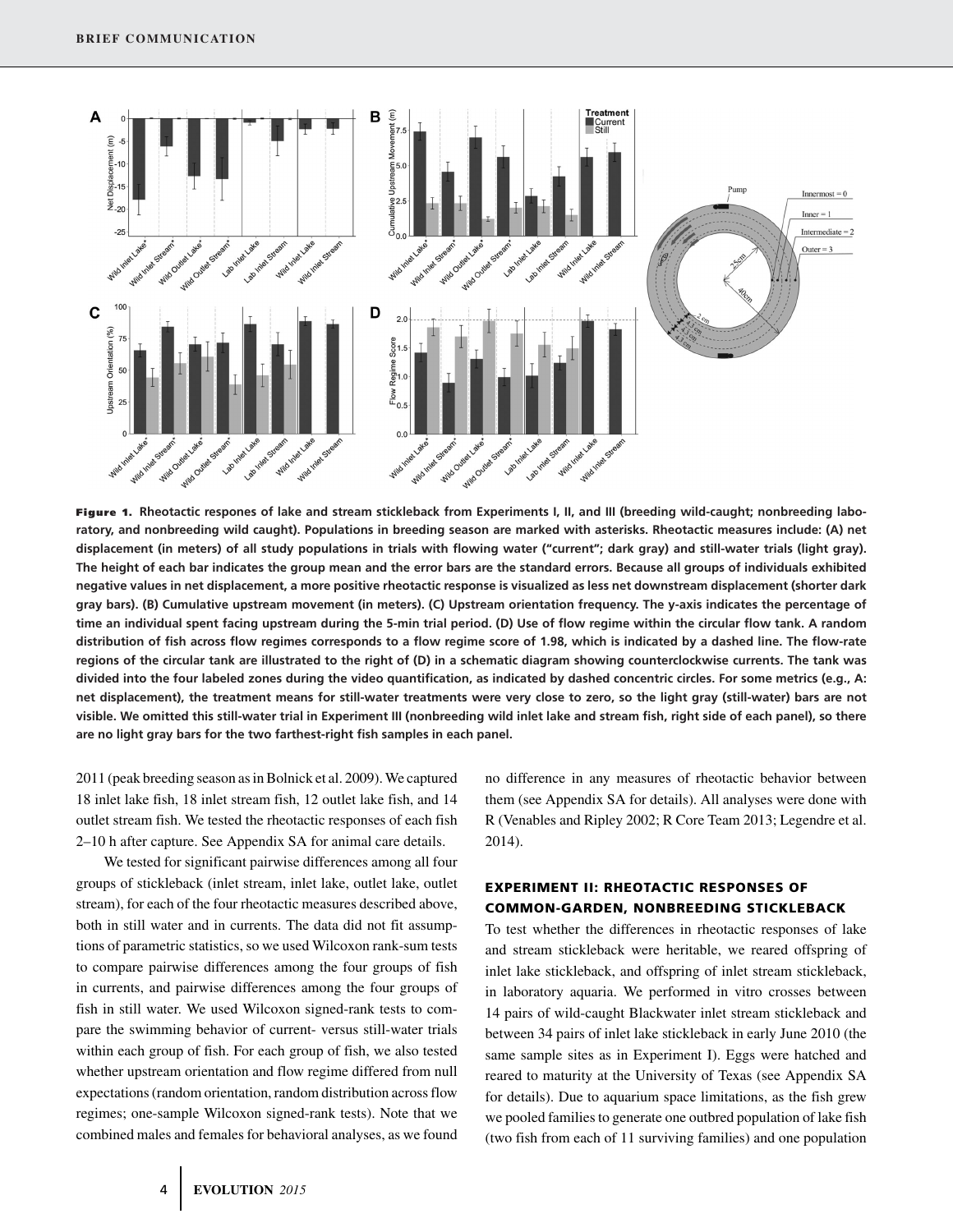**Figure 1.** Rheotactic respones of lake and stream stickleback from Experiments I, II, and III (breeding wild-caught; nonbreeding laboratory, and nonbreeding wild caught). Populations in breeding season are marked with asterisks. Rheotactic measures include: (A) net displacement (in meters) of all study populations in trials with flowing water ("current"; dark gray) and still-water trials (light gray). The height of each bar indicates the group mean and the error bars are the standard errors. Because all groups of individuals exhibited negative values in net displacement, a more positive rheotactic response is visualized as less net downstream displacement (shorter dark gray bars). (B) Cumulative upstream movement (in meters). (C) Upstream orientation frequency. The y-axis indicates the percentage of time an individual spent facing upstream during the 5-min trial period. (D) Use of flow regime within the circular flow tank. A random distribution of fish across flow regimes corresponds to a flow regime score of 1.98, which is indicated by a dashed line. The flow-rate regions of the circular tank are illustrated to the right of (D) in a schematic diagram showing counterclockwise currents. The tank was divided into the four labeled zones during the video quantification, as indicated by dashed concentric circles. For some metrics (e.g., A: net displacement), the treatment means for still-water treatments were very close to zero, so the light gray (still-water) bars are not visible. We omitted this still-water trial in Experiment III (nonbreeding wild inlet lake and stream fish, right side of each panel), so there are no light gray bars for the two farthest-right fish samples in each panel.

2011 (peak breeding season as in Bolnick et al. 2009). We captured 18 inlet lake fish, 18 inlet stream fish, 12 outlet lake fish, and 14 outlet stream fish. We tested the rheotactic responses of each fish 2–10 h after capture. See Appendix SA for animal care details.

We tested for significant pairwise differences among all four groups of stickleback (inlet stream, inlet lake, outlet lake, outlet stream), for each of the four rheotactic measures described above, both in still water and in currents. The data did not fit assumptions of parametric statistics, so we used Wilcoxon rank-sum tests to compare pairwise differences among the four groups of fish in currents, and pairwise differences among the four groups of fish in still water. We used Wilcoxon signed-rank tests to compare the swimming behavior of current- versus still-water trials within each group of fish. For each group of fish, we also tested whether upstream orientation and flow regime differed from null expectations (random orientation, random distribution across flow regimes; one-sample Wilcoxon signed-rank tests). Note that we combined males and females for behavioral analyses, as we found no difference in any measures of rheotactic behavior between them (see Appendix SA for details). All analyses were done with R (Venables and Ripley 2002; R Core Team 2013; Legendre et al. 2014).

## EXPERIMENT II: RHEOTACTIC RESPONSES OF COMMON-GARDEN, NONBREEDING STICKLEBACK

To test whether the differences in rheotactic responses of lake and stream stickleback were heritable, we reared offspring of inlet lake stickleback, and offspring of inlet stream stickleback, in laboratory aquaria. We performed in vitro crosses between 14 pairs of wild-caught Blackwater inlet stream stickleback and between 34 pairs of inlet lake stickleback in early June 2010 (the same sample sites as in Experiment I). Eggs were hatched and reared to maturity at the University of Texas (see Appendix SA for details). Due to aquarium space limitations, as the fish grew we pooled families to generate one outbred population of lake fish (two fish from each of 11 surviving families) and one population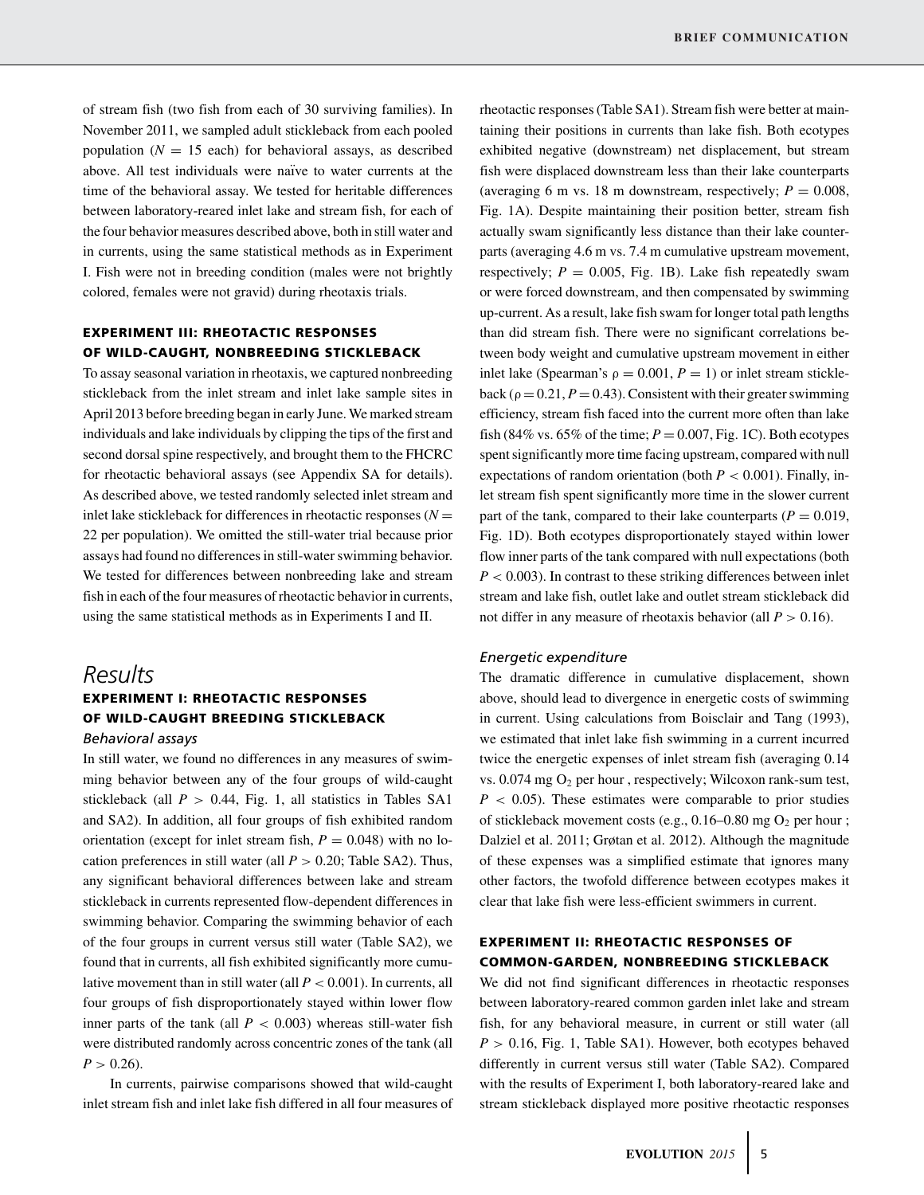of stream fish (two fish from each of 30 surviving families). In November 2011, we sampled adult stickleback from each pooled population ($N$ = 15 each) for behavioral assays, as described above. All test individuals were naïve to water currents at the time of the behavioral assay. We tested for heritable differences between laboratory-reared inlet lake and stream fish, for each of the four behavior measures described above, both in still water and in currents, using the same statistical methods as in Experiment I. Fish were not in breeding condition (males were not brightly colored, females were not gravid) during rheotaxis trials.

### EXPERIMENT III: RHEOTACTIC RESPONSES OF WILD-CAUGHT, NONBREEDING STICKLEBACK

To assay seasonal variation in rheotaxis, we captured nonbreeding stickleback from the inlet stream and inlet lake sample sites in April 2013 before breeding began in early June. We marked stream individuals and lake individuals by clipping the tips of the first and second dorsal spine respectively, and brought them to the FHCRC for rheotactic behavioral assays (see Appendix SA for details). As described above, we tested randomly selected inlet stream and inlet lake stickleback for differences in rheotactic responses ($N$ = 22 per population). We omitted the still-water trial because prior assays had found no differences in still-water swimming behavior. We tested for differences between nonbreeding lake and stream fish in each of the four measures of rheotactic behavior in currents, using the same statistical methods as in Experiments I and II.

# Results

### EXPERIMENT I: RHEOTACTIC RESPONSES OF WILD-CAUGHT BREEDING STICKLEBACK

#### *Behavioral assays*

In still water, we found no differences in any measures of swimming behavior between any of the four groups of wild-caught stickleback (all $P > 0.44$, Fig. 1, all statistics in Tables SA1 and SA2). In addition, all four groups of fish exhibited random orientation (except for inlet stream fish, $P = 0.048$) with no location preferences in still water (all $P > 0.20$; Table SA2). Thus, any significant behavioral differences between lake and stream stickleback in currents represented flow-dependent differences in swimming behavior. Comparing the swimming behavior of each of the four groups in current versus still water (Table SA2), we found that in currents, all fish exhibited significantly more cumulative movement than in still water (all $P < 0.001$). In currents, all four groups of fish disproportionately stayed within lower flow inner parts of the tank (all $P < 0.003$) whereas still-water fish were distributed randomly across concentric zones of the tank (all $P > 0.26$).

In currents, pairwise comparisons showed that wild-caught inlet stream fish and inlet lake fish differed in all four measures of rheotactic responses (Table SA1). Stream fish were better at maintaining their positions in currents than lake fish. Both ecotypes exhibited negative (downstream) net displacement, but stream fish were displaced downstream less than their lake counterparts (averaging 6 m vs. 18 m downstream, respectively; $P = 0.008$, Fig. 1A). Despite maintaining their position better, stream fish actually swam significantly less distance than their lake counterparts (averaging 4.6 m vs. 7.4 m cumulative upstream movement, respectively; $P = 0.005$, Fig. 1B). Lake fish repeatedly swam or were forced downstream, and then compensated by swimming up-current. As a result, lake fish swam for longer total path lengths than did stream fish. There were no significant correlations between body weight and cumulative upstream movement in either inlet lake (Spearman's $\rho = 0.001$, $P = 1$) or inlet stream stickleback ($\rho = 0.21$, $P = 0.43$). Consistent with their greater swimming efficiency, stream fish faced into the current more often than lake fish (84% vs. 65% of the time; $P = 0.007$, Fig. 1C). Both ecotypes spent significantly more time facing upstream, compared with null expectations of random orientation (both $P < 0.001$). Finally, inlet stream fish spent significantly more time in the slower current part of the tank, compared to their lake counterparts ($P = 0.019$, Fig. 1D). Both ecotypes disproportionately stayed within lower flow inner parts of the tank compared with null expectations (both $P < 0.003$). In contrast to these striking differences between inlet stream and lake fish, outlet lake and outlet stream stickleback did not differ in any measure of rheotaxis behavior (all $P > 0.16$).

#### *Energetic expenditure*

The dramatic difference in cumulative displacement, shown above, should lead to divergence in energetic costs of swimming in current. Using calculations from Boisclair and Tang (1993), we estimated that inlet lake fish swimming in a current incurred twice the energetic expenses of inlet stream fish (averaging 0.14 vs. 0.074 mg $O_2$ per hour , respectively; Wilcoxon rank-sum test, $P < 0.05$). These estimates were comparable to prior studies of stickleback movement costs (e.g., 0.16–0.80 mg $O_2$ per hour ; Dalziel et al. 2011; Grøtan et al. 2012). Although the magnitude of these expenses was a simplified estimate that ignores many other factors, the twofold difference between ecotypes makes it clear that lake fish were less-efficient swimmers in current.

### EXPERIMENT II: RHEOTACTIC RESPONSES OF COMMON-GARDEN, NONBREEDING STICKLEBACK

We did not find significant differences in rheotactic responses between laboratory-reared common garden inlet lake and stream fish, for any behavioral measure, in current or still water (all $P > 0.16$, Fig. 1, Table SA1). However, both ecotypes behaved differently in current versus still water (Table SA2). Compared with the results of Experiment I, both laboratory-reared lake and stream stickleback displayed more positive rheotactic responses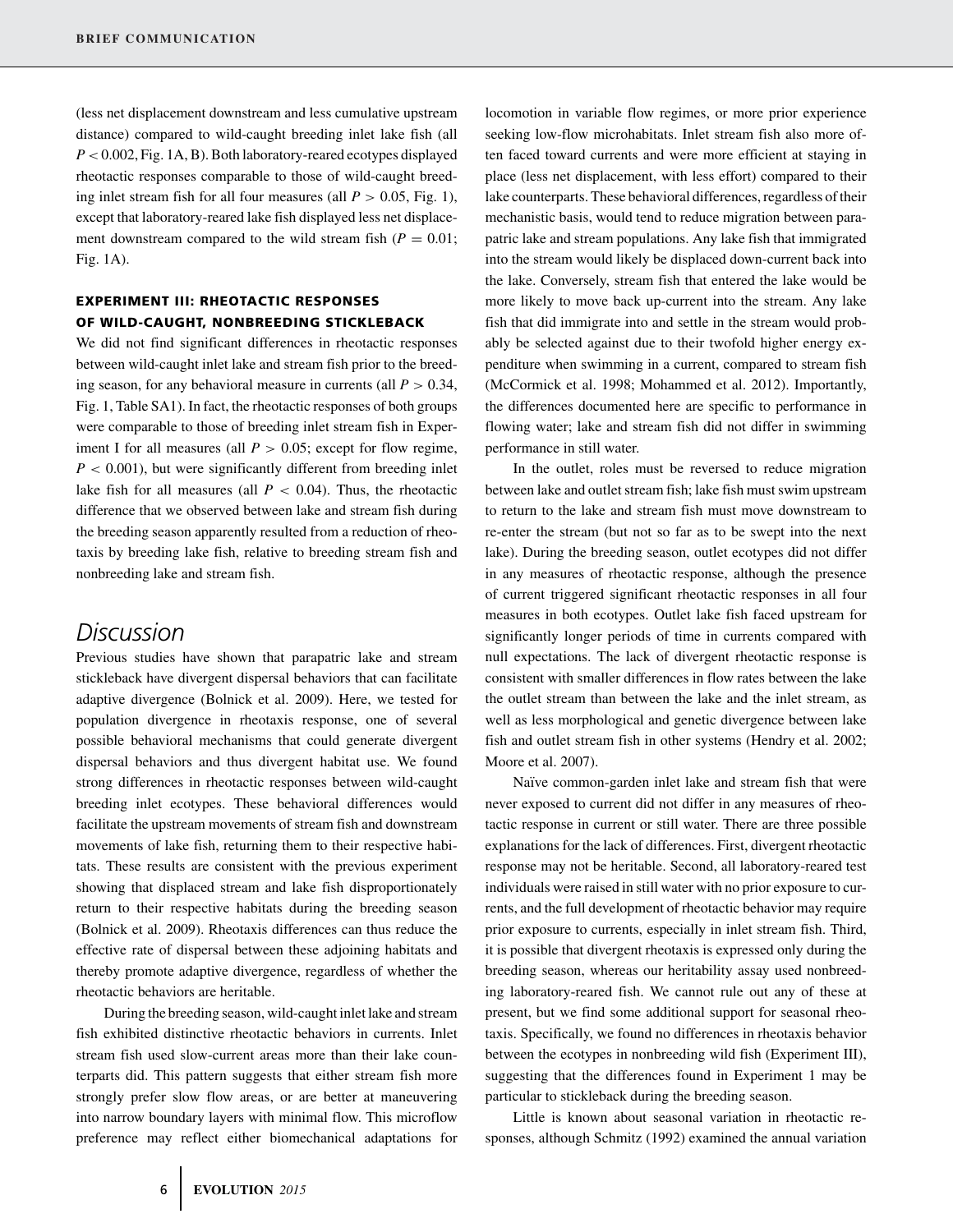(less net displacement downstream and less cumulative upstream distance) compared to wild-caught breeding inlet lake fish (all $P < 0.002$, Fig. 1A, B). Both laboratory-reared ecotypes displayed rheotactic responses comparable to those of wild-caught breeding inlet stream fish for all four measures (all $P > 0.05$, Fig. 1), except that laboratory-reared lake fish displayed less net displacement downstream compared to the wild stream fish ($P = 0.01$; Fig. 1A).

### EXPERIMENT III: RHEOTACTIC RESPONSES OF WILD-CAUGHT, NONBREEDING STICKLEBACK

We did not find significant differences in rheotactic responses between wild-caught inlet lake and stream fish prior to the breeding season, for any behavioral measure in currents (all $P > 0.34$, Fig. 1, Table SA1). In fact, the rheotactic responses of both groups were comparable to those of breeding inlet stream fish in Experiment I for all measures (all $P > 0.05$; except for flow regime, $P < 0.001$), but were significantly different from breeding inlet lake fish for all measures (all $P < 0.04$). Thus, the rheotactic difference that we observed between lake and stream fish during the breeding season apparently resulted from a reduction of rheotaxis by breeding lake fish, relative to breeding stream fish and nonbreeding lake and stream fish.

## Discussion

Previous studies have shown that parapatric lake and stream stickleback have divergent dispersal behaviors that can facilitate adaptive divergence (Bolnick et al. 2009). Here, we tested for population divergence in rheotaxis response, one of several possible behavioral mechanisms that could generate divergent dispersal behaviors and thus divergent habitat use. We found strong differences in rheotactic responses between wild-caught breeding inlet ecotypes. These behavioral differences would facilitate the upstream movements of stream fish and downstream movements of lake fish, returning them to their respective habitats. These results are consistent with the previous experiment showing that displaced stream and lake fish disproportionately return to their respective habitats during the breeding season (Bolnick et al. 2009). Rheotaxis differences can thus reduce the effective rate of dispersal between these adjoining habitats and thereby promote adaptive divergence, regardless of whether the rheotactic behaviors are heritable.

During the breeding season, wild-caught inlet lake and stream fish exhibited distinctive rheotactic behaviors in currents. Inlet stream fish used slow-current areas more than their lake counterparts did. This pattern suggests that either stream fish more strongly prefer slow flow areas, or are better at maneuvering into narrow boundary layers with minimal flow. This microflow preference may reflect either biomechanical adaptations for locomotion in variable flow regimes, or more prior experience seeking low-flow microhabitats. Inlet stream fish also more often faced toward currents and were more efficient at staying in place (less net displacement, with less effort) compared to their lake counterparts. These behavioral differences, regardless of their mechanistic basis, would tend to reduce migration between parapatric lake and stream populations. Any lake fish that immigrated into the stream would likely be displaced down-current back into the lake. Conversely, stream fish that entered the lake would be more likely to move back up-current into the stream. Any lake fish that did immigrate into and settle in the stream would probably be selected against due to their twofold higher energy expenditure when swimming in a current, compared to stream fish (McCormick et al. 1998; Mohammed et al. 2012). Importantly, the differences documented here are specific to performance in flowing water; lake and stream fish did not differ in swimming performance in still water.

In the outlet, roles must be reversed to reduce migration between lake and outlet stream fish; lake fish must swim upstream to return to the lake and stream fish must move downstream to re-enter the stream (but not so far as to be swept into the next lake). During the breeding season, outlet ecotypes did not differ in any measures of rheotactic response, although the presence of current triggered significant rheotactic responses in all four measures in both ecotypes. Outlet lake fish faced upstream for significantly longer periods of time in currents compared with null expectations. The lack of divergent rheotactic response is consistent with smaller differences in flow rates between the lake the outlet stream than between the lake and the inlet stream, as well as less morphological and genetic divergence between lake fish and outlet stream fish in other systems (Hendry et al. 2002; Moore et al. 2007).

Naïve common-garden inlet lake and stream fish that were never exposed to current did not differ in any measures of rheotactic response in current or still water. There are three possible explanations for the lack of differences. First, divergent rheotactic response may not be heritable. Second, all laboratory-reared test individuals were raised in still water with no prior exposure to currents, and the full development of rheotactic behavior may require prior exposure to currents, especially in inlet stream fish. Third, it is possible that divergent rheotaxis is expressed only during the breeding season, whereas our heritability assay used nonbreeding laboratory-reared fish. We cannot rule out any of these at present, but we find some additional support for seasonal rheotaxis. Specifically, we found no differences in rheotaxis behavior between the ecotypes in nonbreeding wild fish (Experiment III), suggesting that the differences found in Experiment 1 may be particular to stickleback during the breeding season.

Little is known about seasonal variation in rheotactic responses, although Schmitz (1992) examined the annual variation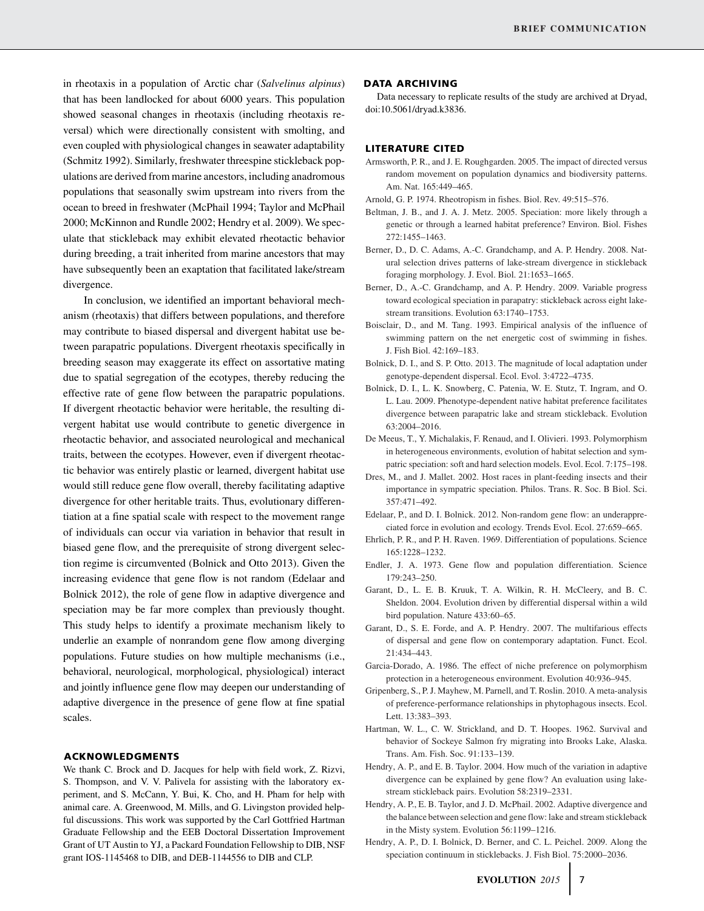in rheotaxis in a population of Arctic char (*Salvelinus alpinus*) that has been landlocked for about 6000 years. This population showed seasonal changes in rheotaxis (including rheotaxis reversal) which were directionally consistent with smolting, and even coupled with physiological changes in seawater adaptability (Schmitz 1992). Similarly, freshwater threespine stickleback populations are derived from marine ancestors, including anadromous populations that seasonally swim upstream into rivers from the ocean to breed in freshwater (McPhail 1994; Taylor and McPhail 2000; McKinnon and Rundle 2002; Hendry et al. 2009). We speculate that stickleback may exhibit elevated rheotactic behavior during breeding, a trait inherited from marine ancestors that may have subsequently been an exaptation that facilitated lake/stream divergence.

In conclusion, we identified an important behavioral mechanism (rheotaxis) that differs between populations, and therefore may contribute to biased dispersal and divergent habitat use between parapatric populations. Divergent rheotaxis specifically in breeding season may exaggerate its effect on assortative mating due to spatial segregation of the ecotypes, thereby reducing the effective rate of gene flow between the parapatric populations. If divergent rheotactic behavior were heritable, the resulting divergent habitat use would contribute to genetic divergence in rheotactic behavior, and associated neurological and mechanical traits, between the ecotypes. However, even if divergent rheotactic behavior was entirely plastic or learned, divergent habitat use would still reduce gene flow overall, thereby facilitating adaptive divergence for other heritable traits. Thus, evolutionary differentiation at a fine spatial scale with respect to the movement range of individuals can occur via variation in behavior that result in biased gene flow, and the prerequisite of strong divergent selection regime is circumvented (Bolnick and Otto 2013). Given the increasing evidence that gene flow is not random (Edelaar and Bolnick 2012), the role of gene flow in adaptive divergence and speciation may be far more complex than previously thought. This study helps to identify a proximate mechanism likely to underlie an example of nonrandom gene flow among diverging populations. Future studies on how multiple mechanisms (i.e., behavioral, neurological, morphological, physiological) interact and jointly influence gene flow may deepen our understanding of adaptive divergence in the presence of gene flow at fine spatial scales.

## ACKNOWLEDGMENTS

We thank C. Brock and D. Jacques for help with field work, Z. Rizvi, S. Thompson, and V. V. Palivela for assisting with the laboratory experiment, and S. McCann, Y. Bui, K. Cho, and H. Pham for help with animal care. A. Greenwood, M. Mills, and G. Livingston provided helpful discussions. This work was supported by the Carl Gottfried Hartman Graduate Fellowship and the EEB Doctoral Dissertation Improvement Grant of UT Austin to YJ, a Packard Foundation Fellowship to DIB, NSF grant IOS-1145468 to DIB, and DEB-1144556 to DIB and CLP.

## DATA ARCHIVING

Data necessary to replicate results of the study are archived at Dryad, doi:10.5061/dryad.k3836.

## LITERATURE CITED

Armsworth, P. R., and J. E. Roughgarden. 2005. The impact of directed versus random movement on population dynamics and biodiversity patterns. Am. Nat. 165:449–465.

Arnold, G. P. 1974. Rheotropism in fishes. Biol. Rev. 49:515–576.

Beltman, J. B., and J. A. J. Metz. 2005. Speciation: more likely through a genetic or through a learned habitat preference? Environ. Biol. Fishes 272:1455–1463.

Berner, D., D. C. Adams, A.-C. Grandchamp, and A. P. Hendry. 2008. Natural selection drives patterns of lake-stream divergence in stickleback foraging morphology. J. Evol. Biol. 21:1653–1665.

Berner, D., A.-C. Grandchamp, and A. P. Hendry. 2009. Variable progress toward ecological speciation in parapatry: stickleback across eight lake-stream transitions. Evolution 63:1740–1753.

Boisclair, D., and M. Tang. 1993. Empirical analysis of the influence of swimming pattern on the net energetic cost of swimming in fishes. J. Fish Biol. 42:169–183.

Bolnick, D. I., and S. P. Otto. 2013. The magnitude of local adaptation under genotype-dependent dispersal. Ecol. Evol. 3:4722–4735.

Bolnick, D. I., L. K. Snowberg, C. Patenia, W. E. Stutz, T. Ingram, and O. L. Lau. 2009. Phenotype-dependent native habitat preference facilitates divergence between parapatric lake and stream stickleback. Evolution 63:2004–2016.

De Meeus, T., Y. Michalakis, F. Renaud, and I. Olivieri. 1993. Polymorphism in heterogeneous environments, evolution of habitat selection and sympatric speciation: soft and hard selection models. Evol. Ecol. 7:175–198.

Dres, M., and J. Mallet. 2002. Host races in plant-feeding insects and their importance in sympatric speciation. Philos. Trans. R. Soc. B Biol. Sci. 357:471–492.

Edelaar, P., and D. I. Bolnick. 2012. Non-random gene flow: an underappreciated force in evolution and ecology. Trends Evol. Ecol. 27:659–665.

Ehrlich, P. R., and P. H. Raven. 1969. Differentiation of populations. Science 165:1228–1232.

Endler, J. A. 1973. Gene flow and population differentiation. Science 179:243–250.

Garant, D., L. E. B. Kruuk, T. A. Wilkin, R. H. McCleery, and B. C. Sheldon. 2004. Evolution driven by differential dispersal within a wild bird population. Nature 433:60–65.

Garant, D., S. E. Forde, and A. P. Hendry. 2007. The multifarious effects of dispersal and gene flow on contemporary adaptation. Funct. Ecol. 21:434–443.

Garcia-Dorado, A. 1986. The effect of niche preference on polymorphism protection in a heterogeneous environment. Evolution 40:936–945.

Gripenberg, S., P. J. Mayhew, M. Parnell, and T. Roslin. 2010. A meta-analysis of preference-performance relationships in phytophagous insects. Ecol. Lett. 13:383–393.

Hartman, W. L., C. W. Strickland, and D. T. Hoopes. 1962. Survival and behavior of Sockeye Salmon fry migrating into Brooks Lake, Alaska. Trans. Am. Fish. Soc. 91:133–139.

Hendry, A. P., and E. B. Taylor. 2004. How much of the variation in adaptive divergence can be explained by gene flow? An evaluation using lake-stream stickleback pairs. Evolution 58:2319–2331.

Hendry, A. P., E. B. Taylor, and J. D. McPhail. 2002. Adaptive divergence and the balance between selection and gene flow: lake and stream stickleback in the Misty system. Evolution 56:1199–1216.

Hendry, A. P., D. I. Bolnick, D. Berner, and C. L. Peichel. 2009. Along the speciation continuum in sticklebacks. J. Fish Biol. 75:2000–2036.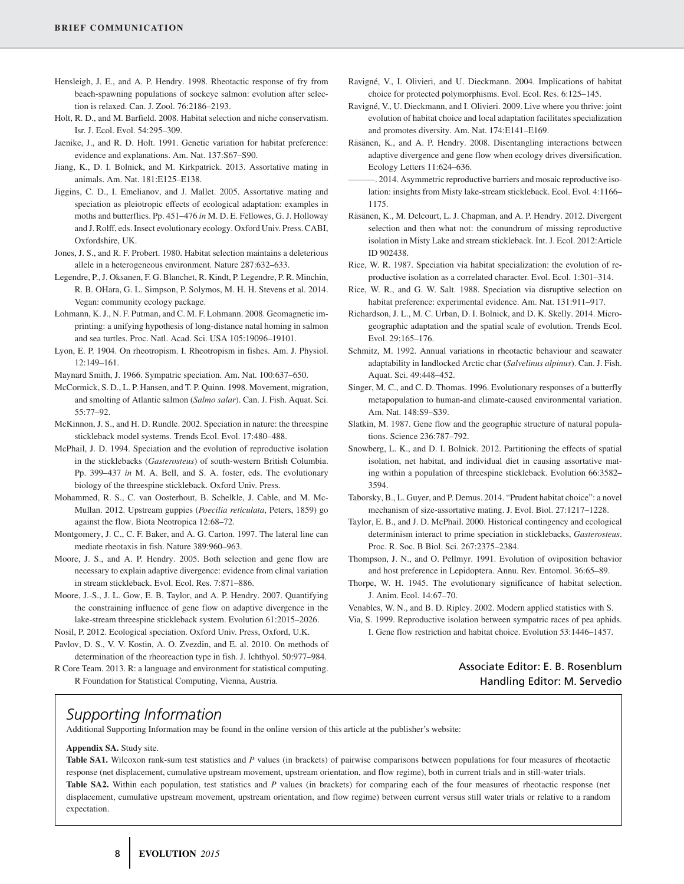Hensleigh, J. E., and A. P. Hendry. 1998. Rheotactic response of fry from beach-spawning populations of sockeye salmon: evolution after selection is relaxed. Can. J. Zool. 76:2186–2193.

Holt, R. D., and M. Barfield. 2008. Habitat selection and niche conservatism. Isr. J. Ecol. Evol. 54:295–309.

Jaenike, J., and R. D. Holt. 1991. Genetic variation for habitat preference: evidence and explanations. Am. Nat. 137:S67–S90.

Jiang, K., D. I. Bolnick, and M. Kirkpatrick. 2013. Assortative mating in animals. Am. Nat. 181:E125–E138.

Jiggins, C. D., I. Emelianov, and J. Mallet. 2005. Assortative mating and speciation as pleiotropic effects of ecological adaptation: examples in moths and butterflies. Pp. 451–476 *in* M. D. E. Fellowes, G. J. Holloway and J. Rolff, eds. Insect evolutionary ecology. Oxford Univ. Press. CABI, Oxfordshire, UK.

Jones, J. S., and R. F. Probert. 1980. Habitat selection maintains a deleterious allele in a heterogeneous environment. Nature 287:632–633.

Legendre, P., J. Oksanen, F. G. Blanchet, R. Kindt, P. Legendre, P. R. Minchin, R. B. OHara, G. L. Simpson, P. Solymos, M. H. H. Stevens et al. 2014. Vegan: community ecology package.

Lohmann, K. J., N. F. Putman, and C. M. F. Lohmann. 2008. Geomagnetic imprinting: a unifying hypothesis of long-distance natal homing in salmon and sea turtles. Proc. Natl. Acad. Sci. USA 105:19096–19101.

Lyon, E. P. 1904. On rheotropism. I. Rheotropism in fishes. Am. J. Physiol. 12:149–161.

Maynard Smith, J. 1966. Sympatric speciation. Am. Nat. 100:637–650.

McCormick, S. D., L. P. Hansen, and T. P. Quinn. 1998. Movement, migration, and smolting of Atlantic salmon (*Salmo salar*). Can. J. Fish. Aquat. Sci. 55:77–92.

McKinnon, J. S., and H. D. Rundle. 2002. Speciation in nature: the threespine stickleback model systems. Trends Ecol. Evol. 17:480–488.

McPhail, J. D. 1994. Speciation and the evolution of reproductive isolation in the sticklebacks (*Gasterosteus*) of south-western British Columbia. Pp. 399–437 *in* M. A. Bell, and S. A. foster, eds. The evolutionary biology of the threespine stickleback. Oxford Univ. Press.

Mohammed, R. S., C. van Oosterhout, B. Schelkle, J. Cable, and M. McMullan. 2012. Upstream guppies (*Poecilia reticulata*, Peters, 1859) go against the flow. Biota Neotropica 12:68–72.

Montgomery, J. C., C. F. Baker, and A. G. Carton. 1997. The lateral line can mediate rheotaxis in fish. Nature 389:960–963.

Moore, J. S., and A. P. Hendry. 2005. Both selection and gene flow are necessary to explain adaptive divergence: evidence from clinal variation in stream stickleback. Evol. Ecol. Res. 7:871–886.

Moore, J.-S., J. L. Gow, E. B. Taylor, and A. P. Hendry. 2007. Quantifying the constraining influence of gene flow on adaptive divergence in the lake-stream threespine stickleback system. Evolution 61:2015–2026.

Nosil, P. 2012. Ecological speciation. Oxford Univ. Press, Oxford, U.K.

Pavlov, D. S., V. V. Kostin, A. O. Zvezdin, and E. al. 2010. On methods of determination of the rheoreaction type in fish. J. Ichthyol. 50:977–984.

R Core Team. 2013. R: a language and environment for statistical computing. R Foundation for Statistical Computing, Vienna, Austria.

Ravigné, V., I. Olivieri, and U. Dieckmann. 2004. Implications of habitat choice for protected polymorphisms. Evol. Ecol. Res. 6:125–145.

Ravigné, V., U. Dieckmann, and I. Olivieri. 2009. Live where you thrive: joint evolution of habitat choice and local adaptation facilitates specialization and promotes diversity. Am. Nat. 174:E141–E169.

Räsänen, K., and A. P. Hendry. 2008. Disentangling interactions between adaptive divergence and gene flow when ecology drives diversification. Ecology Letters 11:624–636.

———. 2014. Asymmetric reproductive barriers and mosaic reproductive isolation: insights from Misty lake-stream stickleback. Ecol. Evol. 4:1166–1175.

Räsänen, K., M. Delcourt, L. J. Chapman, and A. P. Hendry. 2012. Divergent selection and then what not: the conundrum of missing reproductive isolation in Misty Lake and stream stickleback. Int. J. Ecol. 2012:Article ID 902438.

Rice, W. R. 1987. Speciation via habitat specialization: the evolution of reproductive isolation as a correlated character. Evol. Ecol. 1:301–314.

Rice, W. R., and G. W. Salt. 1988. Speciation via disruptive selection on habitat preference: experimental evidence. Am. Nat. 131:911–917.

Richardson, J. L., M. C. Urban, D. I. Bolnick, and D. K. Skelly. 2014. Microgeographic adaptation and the spatial scale of evolution. Trends Ecol. Evol. 29:165–176.

Schmitz, M. 1992. Annual variations in rheotactic behaviour and seawater adaptability in landlocked Arctic char (*Salvelinus alpinus*). Can. J. Fish. Aquat. Sci. 49:448–452.

Singer, M. C., and C. D. Thomas. 1996. Evolutionary responses of a butterfly metapopulation to human-and climate-caused environmental variation. Am. Nat. 148:S9–S39.

Slatkin, M. 1987. Gene flow and the geographic structure of natural populations. Science 236:787–792.

Snowberg, L. K., and D. I. Bolnick. 2012. Partitioning the effects of spatial isolation, net habitat, and individual diet in causing assortative mating within a population of threespine stickleback. Evolution 66:3582–3594.

Taborsky, B., L. Guyer, and P. Demus. 2014. "Prudent habitat choice": a novel mechanism of size-assortative mating. J. Evol. Biol. 27:1217–1228.

Taylor, E. B., and J. D. McPhail. 2000. Historical contingency and ecological determinism interact to prime speciation in sticklebacks, *Gasterosteus*. Proc. R. Soc. B Biol. Sci. 267:2375–2384.

Thompson, J. N., and O. Pellmyr. 1991. Evolution of oviposition behavior and host preference in Lepidoptera. Annu. Rev. Entomol. 36:65–89.

Thorpe, W. H. 1945. The evolutionary significance of habitat selection. J. Anim. Ecol. 14:67–70.

Venables, W. N., and B. D. Ripley. 2002. Modern applied statistics with S.

Via, S. 1999. Reproductive isolation between sympatric races of pea aphids. I. Gene flow restriction and habitat choice. Evolution 53:1446–1457.

Associate Editor: E. B. Rosenblum
Handling Editor: M. Servedio

## *Supporting Information*

Additional Supporting Information may be found in the online version of this article at the publisher's website:

**Appendix SA.** Study site.

**Table SA1.** Wilcoxon rank-sum test statistics and *P* values (in brackets) of pairwise comparisons between populations for four measures of rheotactic response (net displacement, cumulative upstream movement, upstream orientation, and flow regime), both in current trials and in still-water trials.

**Table SA2.** Within each population, test statistics and *P* values (in brackets) for comparing each of the four measures of rheotactic response (net displacement, cumulative upstream movement, upstream orientation, and flow regime) between current versus still water trials or relative to a random expectation.